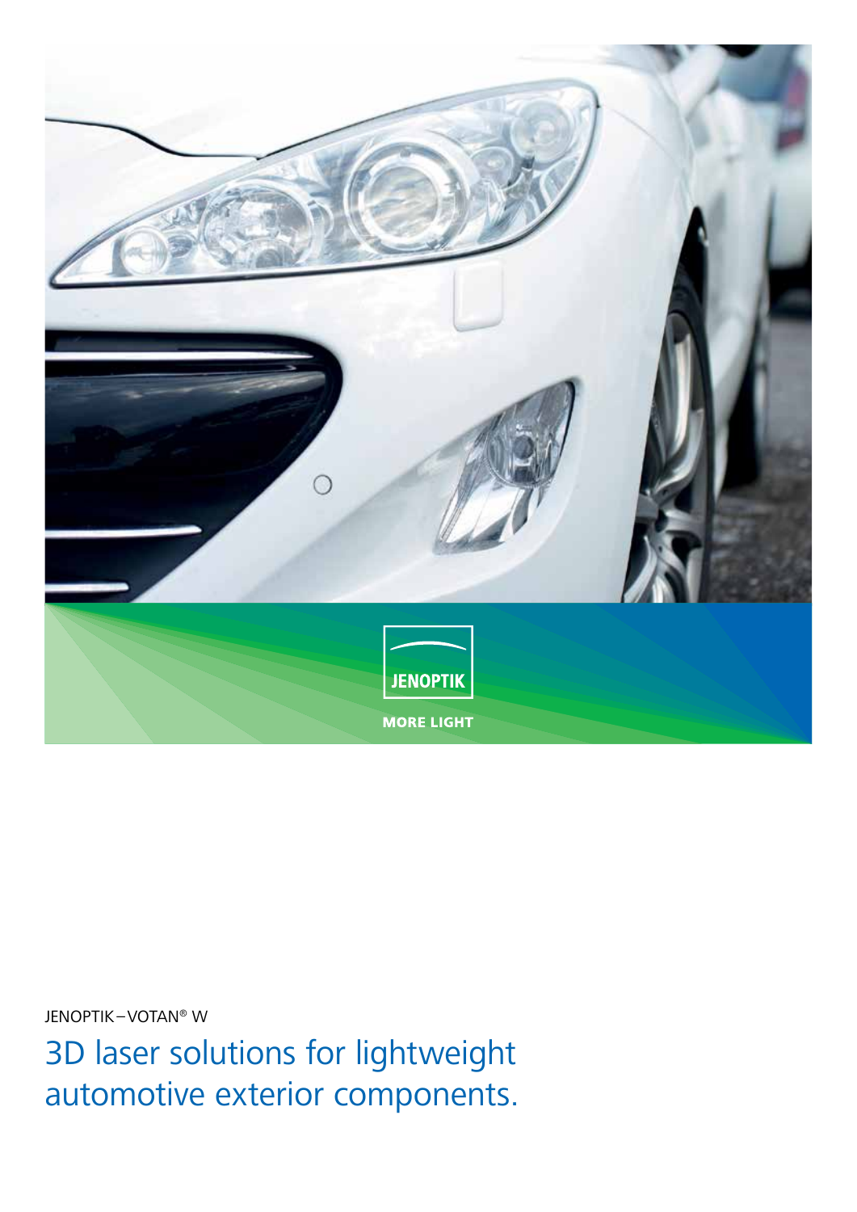JENOPTIK – VOTAN® W

# 3D laser solutions for lightweight automotive exterior components.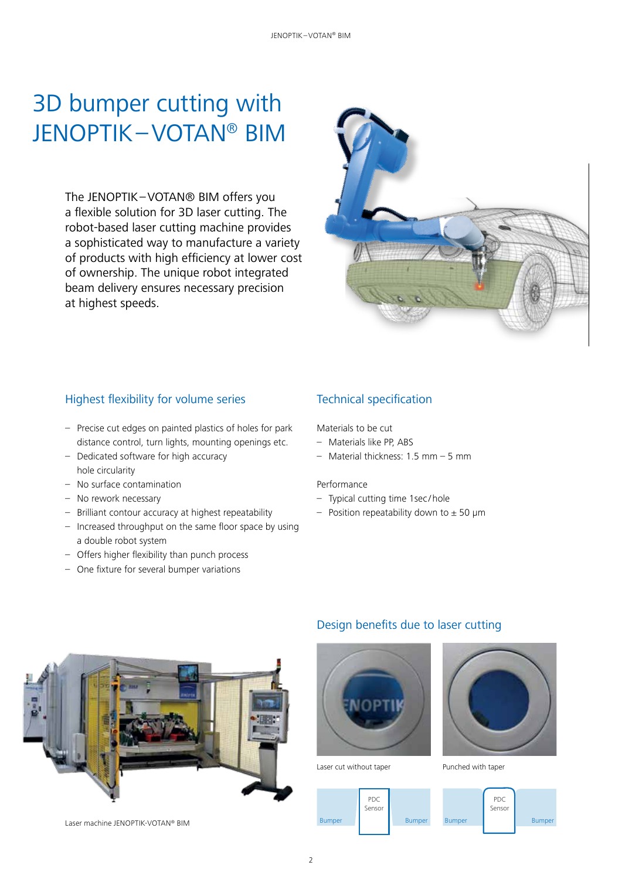# 3D bumper cutting with JENOPTIK–VOTAN® BIM

The JENOPTIK–VOTAN® BIM offers you a flexible solution for 3D laser cutting. The robot-based laser cutting machine provides a sophisticated way to manufacture a variety of products with high efficiency at lower cost of ownership. The unique robot integrated beam delivery ensures necessary precision at highest speeds.

## Highest flexibility for volume series

- Precise cut edges on painted plastics of holes for park distance control, turn lights, mounting openings etc.
- Dedicated software for high accuracy hole circularity
- No surface contamination
- No rework necessary
- Brilliant contour accuracy at highest repeatability
- Increased throughput on the same floor space by using a double robot system
- Offers higher flexibility than punch process
- One fixture for several bumper variations

## Technical specification

Materials to be cut

- Materials like PP, ABS
- Material thickness: 1.5 mm – 5 mm

Performance

- Typical cutting time 1sec/hole
- Position repeatability down to ± 50 µm

Laser machine JENOPTIK-VOTAN® BIM

## Design benefits due to laser cutting

Laser cut without taper

Punched with taper

Bumper | PDC Sensor | Bumper

Bumper | PDC Sensor | Bumper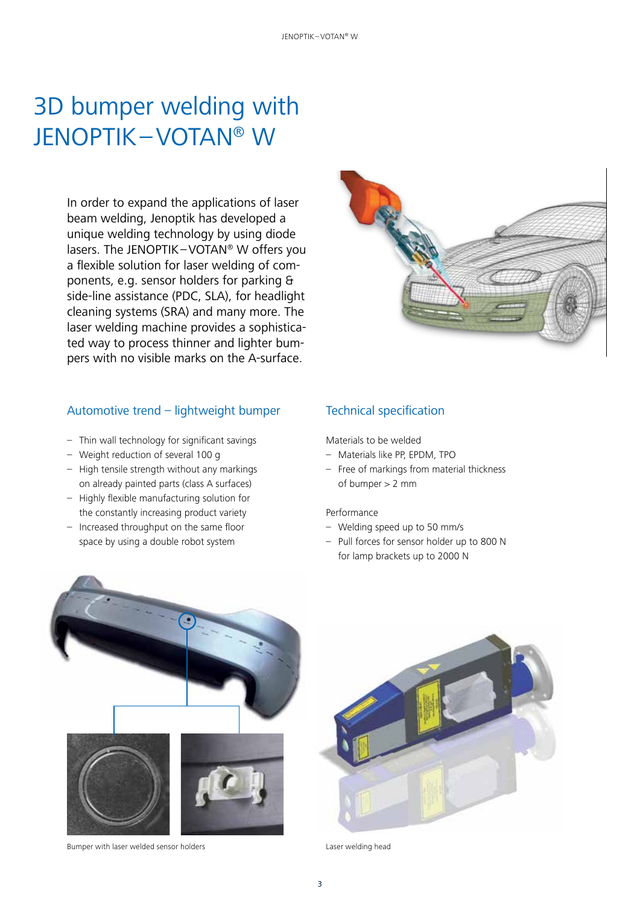# 3D bumper welding with JENOPTIK – VOTAN® W

In order to expand the applications of laser beam welding, Jenoptik has developed a unique welding technology by using diode lasers. The JENOPTIK – VOTAN® W offers you a flexible solution for laser welding of components, e.g. sensor holders for parking & side-line assistance (PDC, SLA), for headlight cleaning systems (SRA) and many more. The laser welding machine provides a sophisticated way to process thinner and lighter bumpers with no visible marks on the A-surface.

## Automotive trend – lightweight bumper

- Thin wall technology for significant savings
- Weight reduction of several 100 g
- High tensile strength without any markings on already painted parts (class A surfaces)
- Highly flexible manufacturing solution for the constantly increasing product variety
- Increased throughput on the same floor space by using a double robot system

## Technical specification

Materials to be welded

- Materials like PP, EPDM, TPO
- Free of markings from material thickness of bumper > 2 mm

Performance

- Welding speed up to 50 mm/s
- Pull forces for sensor holder up to 800 N for lamp brackets up to 2000 N

Bumper with laser welded sensor holders

Laser welding head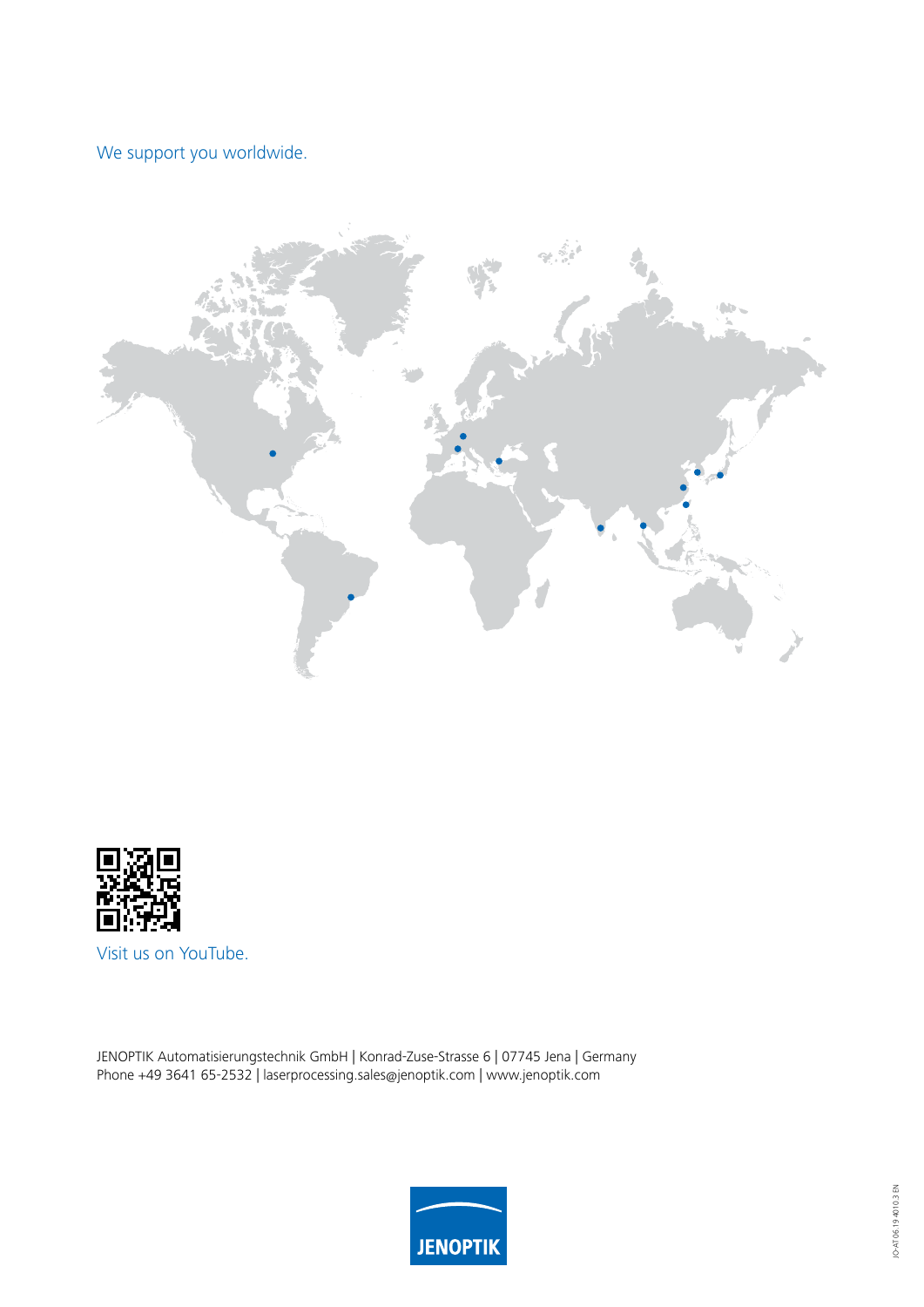We support you worldwide.

Visit us on YouTube.

JENOPTIK Automatisierungstechnik GmbH | Konrad-Zuse-Strasse 6 | 07745 Jena | Germany
Phone +49 3641 65-2532 | laserprocessing.sales@jenoptik.com | www.jenoptik.com

JENOPTIK

JO-AT 06.19 4010-3 EN